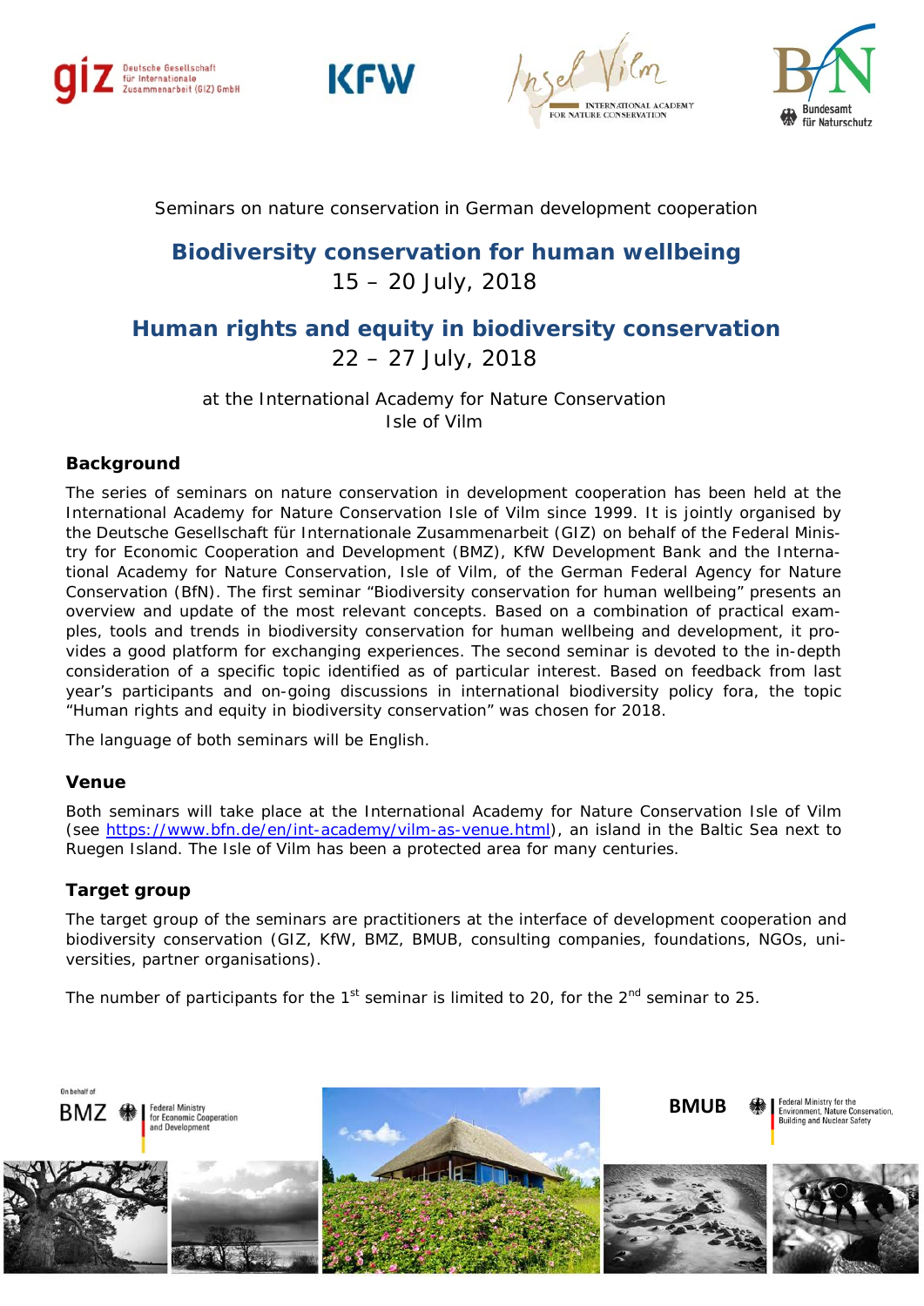Seminars on nature conservation in German development cooperation

# Biodiversity conservation for human wellbeing

15 – 20 July, 2018

# Human rights and equity in biodiversity conservation

22 – 27 July, 2018

at the International Academy for Nature Conservation
Isle of Vilm

## Background

The series of seminars on nature conservation in development cooperation has been held at the International Academy for Nature Conservation Isle of Vilm since 1999. It is jointly organised by the Deutsche Gesellschaft für Internationale Zusammenarbeit (GIZ) on behalf of the Federal Ministry for Economic Cooperation and Development (BMZ), KfW Development Bank and the International Academy for Nature Conservation, Isle of Vilm, of the German Federal Agency for Nature Conservation (BfN). The first seminar "Biodiversity conservation for human wellbeing" presents an overview and update of the most relevant concepts. Based on a combination of practical examples, tools and trends in biodiversity conservation for human wellbeing and development, it provides a good platform for exchanging experiences. The second seminar is devoted to the in-depth consideration of a specific topic identified as of particular interest. Based on feedback from last year's participants and on-going discussions in international biodiversity policy fora, the topic "Human rights and equity in biodiversity conservation" was chosen for 2018.

The language of both seminars will be English.

## Venue

Both seminars will take place at the International Academy for Nature Conservation Isle of Vilm (see https://www.bfn.de/en/int-academy/vilm-as-venue.html), an island in the Baltic Sea next to Ruegen Island. The Isle of Vilm has been a protected area for many centuries.

## Target group

The target group of the seminars are practitioners at the interface of development cooperation and biodiversity conservation (GIZ, KfW, BMZ, BMUB, consulting companies, foundations, NGOs, universities, partner organisations).

The number of participants for the 1st seminar is limited to 20, for the 2nd seminar to 25.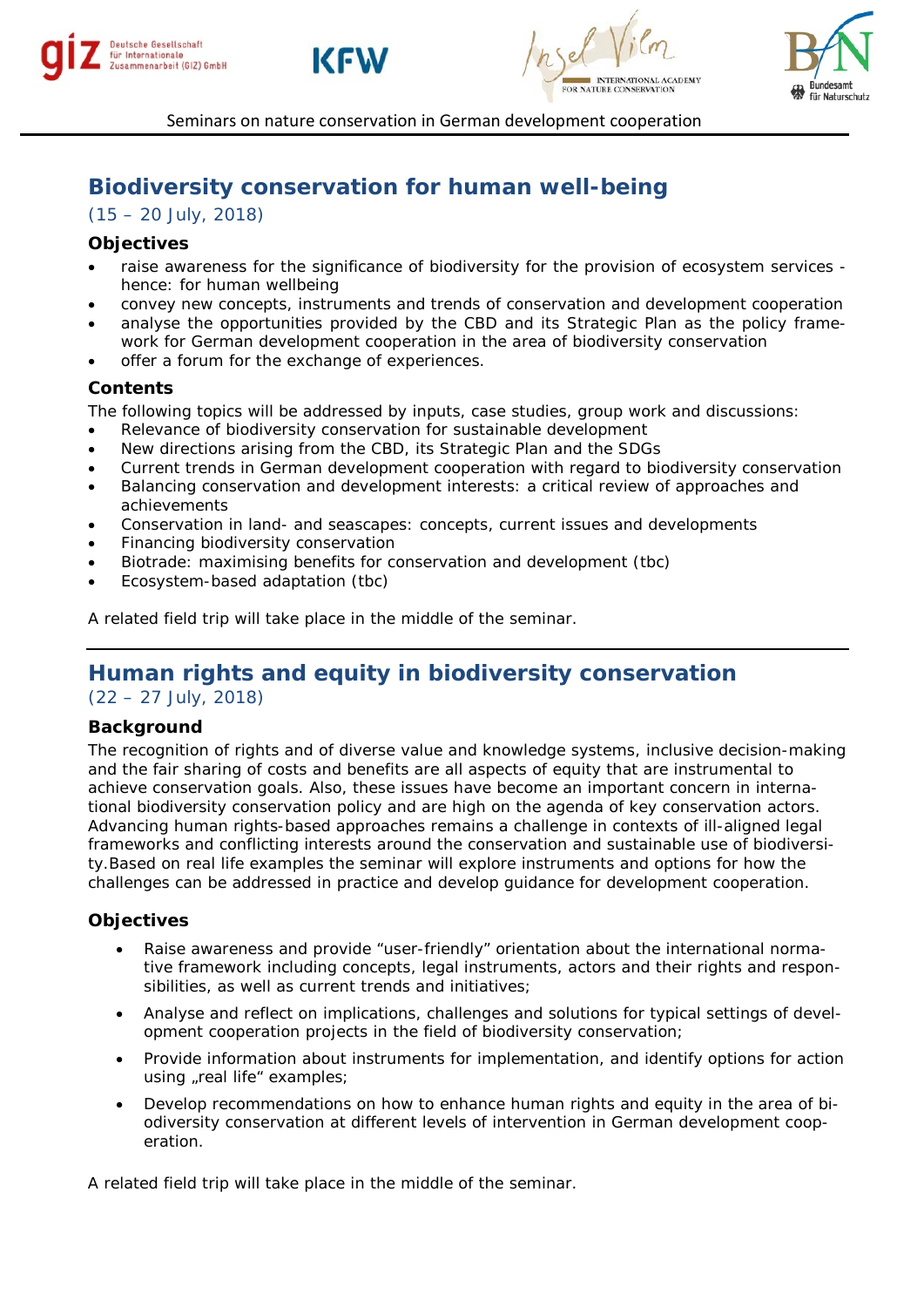## Biodiversity conservation for human well-being

(15 – 20 July, 2018)

### Objectives

- raise awareness for the significance of biodiversity for the provision of ecosystem services - hence: for human wellbeing
- convey new concepts, instruments and trends of conservation and development cooperation
- analyse the opportunities provided by the CBD and its Strategic Plan as the policy framework for German development cooperation in the area of biodiversity conservation
- offer a forum for the exchange of experiences.

### Contents

The following topics will be addressed by inputs, case studies, group work and discussions:

- Relevance of biodiversity conservation for sustainable development
- New directions arising from the CBD, its Strategic Plan and the SDGs
- Current trends in German development cooperation with regard to biodiversity conservation
- Balancing conservation and development interests: a critical review of approaches and achievements
- Conservation in land- and seascapes: concepts, current issues and developments
- Financing biodiversity conservation
- Biotrade: maximising benefits for conservation and development (tbc)
- Ecosystem-based adaptation (tbc)

A related field trip will take place in the middle of the seminar.

## Human rights and equity in biodiversity conservation

(22 – 27 July, 2018)

### Background

The recognition of rights and of diverse value and knowledge systems, inclusive decision-making and the fair sharing of costs and benefits are all aspects of equity that are instrumental to achieve conservation goals. Also, these issues have become an important concern in international biodiversity conservation policy and are high on the agenda of key conservation actors. Advancing human rights-based approaches remains a challenge in contexts of ill-aligned legal frameworks and conflicting interests around the conservation and sustainable use of biodiversity.Based on real life examples the seminar will explore instruments and options for how the challenges can be addressed in practice and develop guidance for development cooperation.

### Objectives

- Raise awareness and provide “user-friendly” orientation about the international normative framework including concepts, legal instruments, actors and their rights and responsibilities, as well as current trends and initiatives;
- Analyse and reflect on implications, challenges and solutions for typical settings of development cooperation projects in the field of biodiversity conservation;
- Provide information about instruments for implementation, and identify options for action using „real life“ examples;
- Develop recommendations on how to enhance human rights and equity in the area of biodiversity conservation at different levels of intervention in German development cooperation.

A related field trip will take place in the middle of the seminar.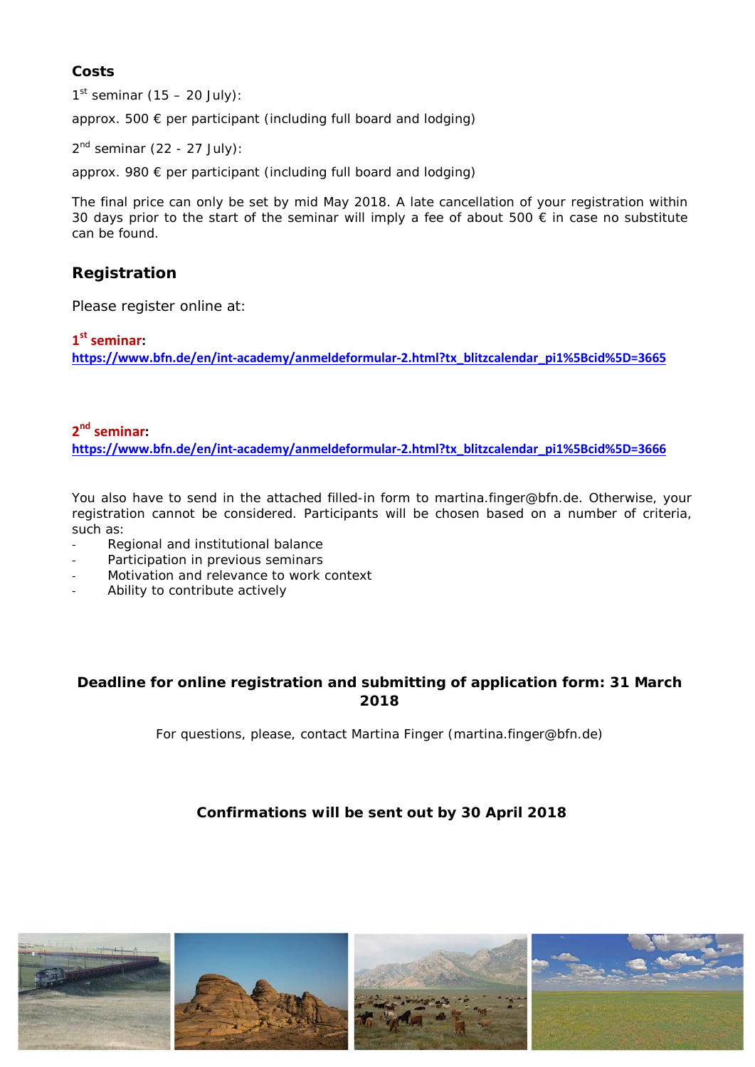### Costs

1st seminar (15 – 20 July):

approx. 500 € per participant (including full board and lodging)

2nd seminar (22 - 27 July):

approx. 980 € per participant (including full board and lodging)

The final price can only be set by mid May 2018. A late cancellation of your registration within 30 days prior to the start of the seminar will imply a fee of about 500 € in case no substitute can be found.

## Registration

Please register online at:

**1st seminar:**
https://www.bfn.de/en/int-academy/anmeldeformular-2.html?tx_blitzcalendar_pi1%5Bcid%5D=3665

**2nd seminar:**
https://www.bfn.de/en/int-academy/anmeldeformular-2.html?tx_blitzcalendar_pi1%5Bcid%5D=3666

You also have to send in the attached filled-in form to martina.finger@bfn.de. Otherwise, your registration cannot be considered. Participants will be chosen based on a number of criteria, such as:

- Regional and institutional balance
- Participation in previous seminars
- Motivation and relevance to work context
- Ability to contribute actively

**Deadline for online registration and submitting of application form: 31 March 2018**

For questions, please, contact Martina Finger (martina.finger@bfn.de)

**Confirmations will be sent out by 30 April 2018**